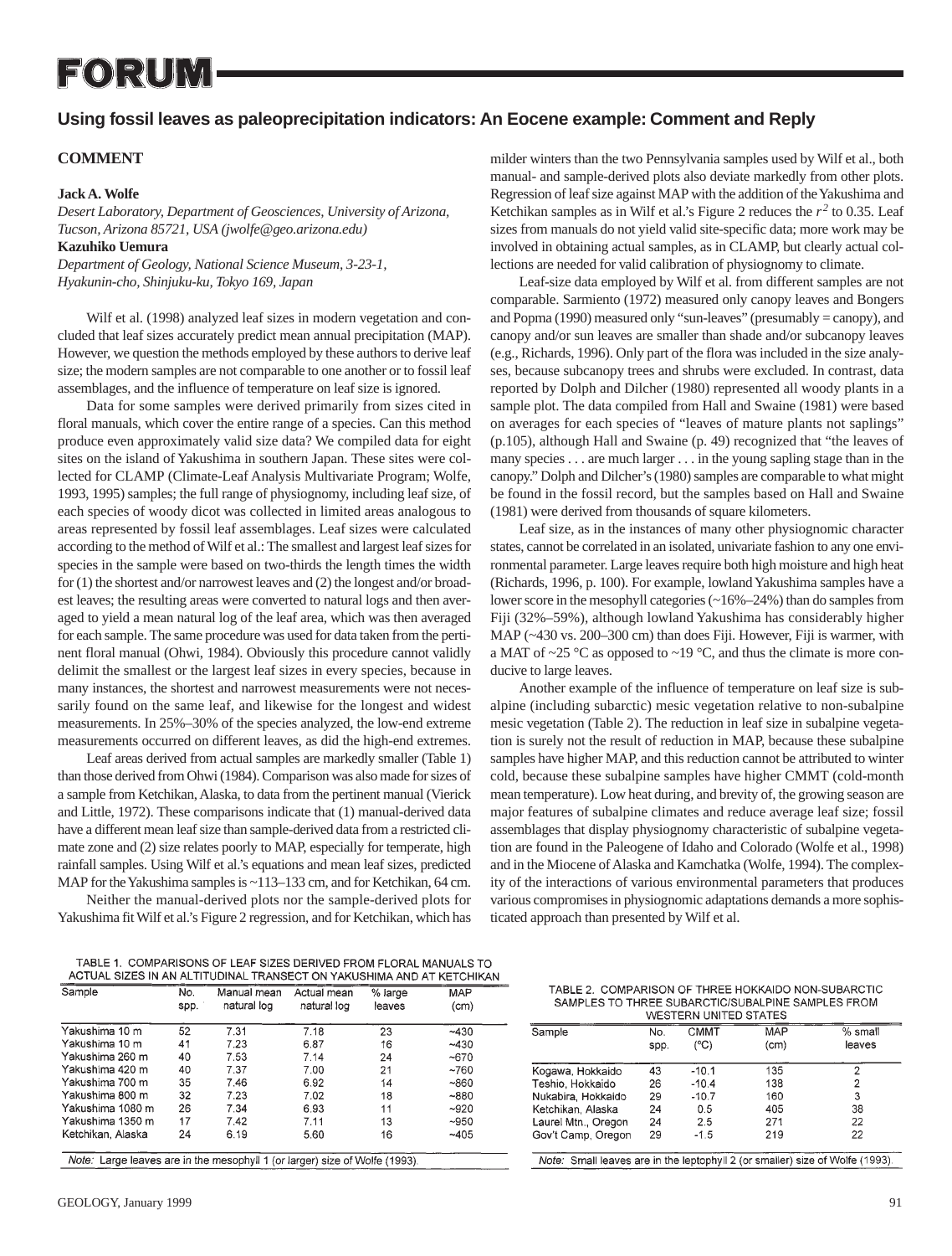# FORUM

## Using fossil leaves as paleoprecipitation indicators: An Eocene example: Comment and Reply

### COMMENT

**Jack A. Wolfe**

*Desert Laboratory, Department of Geosciences, University of Arizona, Tucson, Arizona 85721, USA (jwolfe@geo.arizona.edu)*

**Kazuhiko Uemura**

*Department of Geology, National Science Museum, 3-23-1, Hyakunin-cho, Shinjuku-ku, Tokyo 169, Japan*

Wilf et al. (1998) analyzed leaf sizes in modern vegetation and concluded that leaf sizes accurately predict mean annual precipitation (MAP). However, we question the methods employed by these authors to derive leaf size; the modern samples are not comparable to one another or to fossil leaf assemblages, and the influence of temperature on leaf size is ignored.

Data for some samples were derived primarily from sizes cited in floral manuals, which cover the entire range of a species. Can this method produce even approximately valid size data? We compiled data for eight sites on the island of Yakushima in southern Japan. These sites were collected for CLAMP (Climate-Leaf Analysis Multivariate Program; Wolfe, 1993, 1995) samples; the full range of physiognomy, including leaf size, of each species of woody dicot was collected in limited areas analogous to areas represented by fossil leaf assemblages. Leaf sizes were calculated according to the method of Wilf et al.: The smallest and largest leaf sizes for species in the sample were based on two-thirds the length times the width for (1) the shortest and/or narrowest leaves and (2) the longest and/or broadest leaves; the resulting areas were converted to natural logs and then averaged to yield a mean natural log of the leaf area, which was then averaged for each sample. The same procedure was used for data taken from the pertinent floral manual (Ohwi, 1984). Obviously this procedure cannot validly delimit the smallest or the largest leaf sizes in every species, because in many instances, the shortest and narrowest measurements were not necessarily found on the same leaf, and likewise for the longest and widest measurements. In 25%–30% of the species analyzed, the low-end extreme measurements occurred on different leaves, as did the high-end extremes.

Leaf areas derived from actual samples are markedly smaller (Table 1) than those derived from Ohwi (1984). Comparison was also made for sizes of a sample from Ketchikan, Alaska, to data from the pertinent manual (Vierick and Little, 1972). These comparisons indicate that (1) manual-derived data have a different mean leaf size than sample-derived data from a restricted climate zone and (2) size relates poorly to MAP, especially for temperate, high rainfall samples. Using Wilf et al.'s equations and mean leaf sizes, predicted MAP for the Yakushima samples is ~113–133 cm, and for Ketchikan, 64 cm.

Neither the manual-derived plots nor the sample-derived plots for Yakushima fit Wilf et al.'s Figure 2 regression, and for Ketchikan, which has milder winters than the two Pennsylvania samples used by Wilf et al., both manual- and sample-derived plots also deviate markedly from other plots. Regression of leaf size against MAP with the addition of the Yakushima and Ketchikan samples as in Wilf et al.'s Figure 2 reduces the $r^2$ to 0.35. Leaf sizes from manuals do not yield valid site-specific data; more work may be involved in obtaining actual samples, as in CLAMP, but clearly actual collections are needed for valid calibration of physiognomy to climate.

Leaf-size data employed by Wilf et al. from different samples are not comparable. Sarmiento (1972) measured only canopy leaves and Bongers and Popma (1990) measured only "sun-leaves" (presumably = canopy), and canopy and/or sun leaves are smaller than shade and/or subcanopy leaves (e.g., Richards, 1996). Only part of the flora was included in the size analyses, because subcanopy trees and shrubs were excluded. In contrast, data reported by Dolph and Dilcher (1980) represented all woody plants in a sample plot. The data compiled from Hall and Swaine (1981) were based on averages for each species of "leaves of mature plants not saplings" (p.105), although Hall and Swaine (p. 49) recognized that "the leaves of many species . . . are much larger . . . in the young sapling stage than in the canopy." Dolph and Dilcher's (1980) samples are comparable to what might be found in the fossil record, but the samples based on Hall and Swaine (1981) were derived from thousands of square kilometers.

Leaf size, as in the instances of many other physiognomic character states, cannot be correlated in an isolated, univariate fashion to any one environmental parameter. Large leaves require both high moisture and high heat (Richards, 1996, p. 100). For example, lowland Yakushima samples have a lower score in the mesophyll categories (~16%–24%) than do samples from Fiji (32%–59%), although lowland Yakushima has considerably higher MAP (~430 vs. 200–300 cm) than does Fiji. However, Fiji is warmer, with a MAT of ~25 °C as opposed to ~19 °C, and thus the climate is more conducive to large leaves.

Another example of the influence of temperature on leaf size is subalpine (including subarctic) mesic vegetation relative to non-subalpine mesic vegetation (Table 2). The reduction in leaf size in subalpine vegetation is surely not the result of reduction in MAP, because these subalpine samples have higher MAP, and this reduction cannot be attributed to winter cold, because these subalpine samples have higher CMMT (cold-month mean temperature). Low heat during, and brevity of, the growing season are major features of subalpine climates and reduce average leaf size; fossil assemblages that display physiognomy characteristic of subalpine vegetation are found in the Paleogene of Idaho and Colorado (Wolfe et al., 1998) and in the Miocene of Alaska and Kamchatka (Wolfe, 1994). The complexity of the interactions of various environmental parameters that produces various compromises in physiognomic adaptations demands a more sophisticated approach than presented by Wilf et al.

TABLE 1. COMPARISONS OF LEAF SIZES DERIVED FROM FLORAL MANUALS TO ACTUAL SIZES IN AN ALTITUDINAL TRANSECT ON YAKUSHIMA AND AT KETCHIKAN

| Sample | No. spp. | Manual mean natural log | Actual mean natural log | % large leaves | MAP (cm) |
|---|---|---|---|---|---|
| Yakushima 10 m | 52 | 7.31 | 7.18 | 23 | ~430 |
| Yakushima 10 m | 41 | 7.23 | 6.87 | 16 | ~430 |
| Yakushima 260 m | 40 | 7.53 | 7.14 | 24 | ~670 |
| Yakushima 420 m | 40 | 7.37 | 7.00 | 21 | ~760 |
| Yakushima 700 m | 35 | 7.46 | 6.92 | 14 | ~860 |
| Yakushima 800 m | 32 | 7.23 | 7.02 | 18 | ~880 |
| Yakushima 1080 m | 26 | 7.34 | 6.93 | 11 | ~920 |
| Yakushima 1350 m | 17 | 7.42 | 7.11 | 13 | ~950 |
| Ketchikan, Alaska | 24 | 6.19 | 5.60 | 16 | ~405 |

*Note:* Large leaves are in the mesophyll 1 (or larger) size of Wolfe (1993).

TABLE 2. COMPARISON OF THREE HOKKAIDO NON-SUBARCTIC SAMPLES TO THREE SUBARCTIC/SUBALPINE SAMPLES FROM WESTERN UNITED STATES

| Sample | No. spp. | CMMT (°C) | MAP (cm) | % small leaves |
|---|---|---|---|---|
| Kogawa, Hokkaido | 43 | -10.1 | 135 | 2 |
| Teshio, Hokkaido | 26 | -10.4 | 138 | 2 |
| Nukabira, Hokkaido | 29 | -10.7 | 160 | 3 |
| Ketchikan, Alaska | 24 | 0.5 | 405 | 38 |
| Laurel Mtn., Oregon | 24 | 2.5 | 271 | 22 |
| Gov't Camp, Oregon | 29 | -1.5 | 219 | 22 |

*Note:* Small leaves are in the leptophyll 2 (or smaller) size of Wolfe (1993).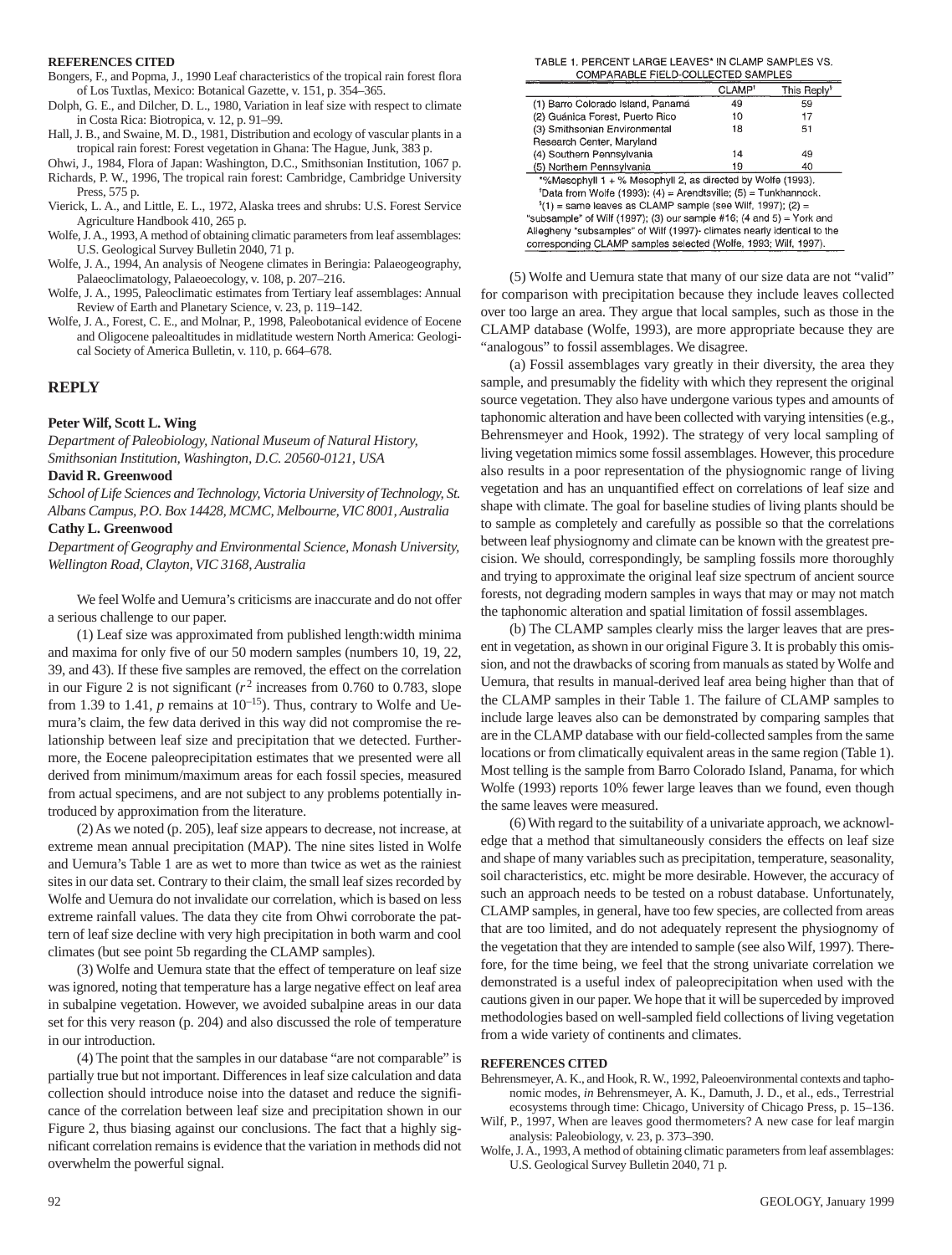## REFERENCES CITED

Bongers, F., and Popma, J., 1990 Leaf characteristics of the tropical rain forest flora of Los Tuxtlas, Mexico: Botanical Gazette, v. 151, p. 354–365.

Dolph, G. E., and Dilcher, D. L., 1980, Variation in leaf size with respect to climate in Costa Rica: Biotropica, v. 12, p. 91–99.

Hall, J. B., and Swaine, M. D., 1981, Distribution and ecology of vascular plants in a tropical rain forest: Forest vegetation in Ghana: The Hague, Junk, 383 p.

Ohwi, J., 1984, Flora of Japan: Washington, D.C., Smithsonian Institution, 1067 p.

Richards, P. W., 1996, The tropical rain forest: Cambridge, Cambridge University Press, 575 p.

Vierick, L. A., and Little, E. L., 1972, Alaska trees and shrubs: U.S. Forest Service Agriculture Handbook 410, 265 p.

Wolfe, J. A., 1993, A method of obtaining climatic parameters from leaf assemblages: U.S. Geological Survey Bulletin 2040, 71 p.

Wolfe, J. A., 1994, An analysis of Neogene climates in Beringia: Palaeogeography, Palaeoclimatology, Palaeoecology, v. 108, p. 207–216.

Wolfe, J. A., 1995, Paleoclimatic estimates from Tertiary leaf assemblages: Annual Review of Earth and Planetary Science, v. 23, p. 119–142.

Wolfe, J. A., Forest, C. E., and Molnar, P., 1998, Paleobotanical evidence of Eocene and Oligocene paleoaltitudes in midlatitude western North America: Geological Society of America Bulletin, v. 110, p. 664–678.

## REPLY

**Peter Wilf, Scott L. Wing**

*Department of Paleobiology, National Museum of Natural History, Smithsonian Institution, Washington, D.C. 20560-0121, USA*

**David R. Greenwood**

*School of Life Sciences and Technology, Victoria University of Technology, St. Albans Campus, P.O. Box 14428, MCMC, Melbourne, VIC 8001, Australia*

**Cathy L. Greenwood**

*Department of Geography and Environmental Science, Monash University, Wellington Road, Clayton, VIC 3168, Australia*

We feel Wolfe and Uemura's criticisms are inaccurate and do not offer a serious challenge to our paper.

(1) Leaf size was approximated from published length:width minima and maxima for only five of our 50 modern samples (numbers 10, 19, 22, 39, and 43). If these five samples are removed, the effect on the correlation in our Figure 2 is not significant ($r^2$ increases from 0.760 to 0.783, slope from 1.39 to 1.41, $p$ remains at $10^{-15}$). Thus, contrary to Wolfe and Uemura's claim, the few data derived in this way did not compromise the relationship between leaf size and precipitation that we detected. Furthermore, the Eocene paleoprecipitation estimates that we presented were all derived from minimum/maximum areas for each fossil species, measured from actual specimens, and are not subject to any problems potentially introduced by approximation from the literature.

(2) As we noted (p. 205), leaf size appears to decrease, not increase, at extreme mean annual precipitation (MAP). The nine sites listed in Wolfe and Uemura's Table 1 are as wet to more than twice as wet as the rainiest sites in our data set. Contrary to their claim, the small leaf sizes recorded by Wolfe and Uemura do not invalidate our correlation, which is based on less extreme rainfall values. The data they cite from Ohwi corroborate the pattern of leaf size decline with very high precipitation in both warm and cool climates (but see point 5b regarding the CLAMP samples).

(3) Wolfe and Uemura state that the effect of temperature on leaf size was ignored, noting that temperature has a large negative effect on leaf area in subalpine vegetation. However, we avoided subalpine areas in our data set for this very reason (p. 204) and also discussed the role of temperature in our introduction.

(4) The point that the samples in our database "are not comparable" is partially true but not important. Differences in leaf size calculation and data collection should introduce noise into the dataset and reduce the significance of the correlation between leaf size and precipitation shown in our Figure 2, thus biasing against our conclusions. The fact that a highly significant correlation remains is evidence that the variation in methods did not overwhelm the powerful signal.

TABLE 1. PERCENT LARGE LEAVES* IN CLAMP SAMPLES VS. COMPARABLE FIELD-COLLECTED SAMPLES

| | CLAMP[†] | This Reply[‡] |
|---|---|---|
| (1) Barro Colorado Island, Panamá | 49 | 59 |
| (2) Guánica Forest, Puerto Rico | 10 | 17 |
| (3) Smithsonian Environmental Research Center, Maryland | 18 | 51 |
| (4) Southern Pennsylvania | 14 | 49 |
| (5) Northern Pennsylvania | 19 | 40 |

*%Mesophyll 1 + % Mesophyll 2, as directed by Wolfe (1993).

[†]Data from Wolfe (1993): (4) = Arendtsville; (5) = Tunkhannock.

[‡](1) = same leaves as CLAMP sample (see Wilf, 1997); (2) = "subsample" of Wilf (1997); (3) our sample #16; (4 and 5) = York and Allegheny "subsamples" of Wilf (1997)- climates nearly identical to the corresponding CLAMP samples selected (Wolfe, 1993; Wilf, 1997).

(5) Wolfe and Uemura state that many of our size data are not "valid" for comparison with precipitation because they include leaves collected over too large an area. They argue that local samples, such as those in the CLAMP database (Wolfe, 1993), are more appropriate because they are "analogous" to fossil assemblages. We disagree.

(a) Fossil assemblages vary greatly in their diversity, the area they sample, and presumably the fidelity with which they represent the original source vegetation. They also have undergone various types and amounts of taphonomic alteration and have been collected with varying intensities (e.g., Behrensmeyer and Hook, 1992). The strategy of very local sampling of living vegetation mimics some fossil assemblages. However, this procedure also results in a poor representation of the physiognomic range of living vegetation and has an unquantified effect on correlations of leaf size and shape with climate. The goal for baseline studies of living plants should be to sample as completely and carefully as possible so that the correlations between leaf physiognomy and climate can be known with the greatest precision. We should, correspondingly, be sampling fossils more thoroughly and trying to approximate the original leaf size spectrum of ancient source forests, not degrading modern samples in ways that may or may not match the taphonomic alteration and spatial limitation of fossil assemblages.

(b) The CLAMP samples clearly miss the larger leaves that are present in vegetation, as shown in our original Figure 3. It is probably this omission, and not the drawbacks of scoring from manuals as stated by Wolfe and Uemura, that results in manual-derived leaf area being higher than that of the CLAMP samples in their Table 1. The failure of CLAMP samples to include large leaves also can be demonstrated by comparing samples that are in the CLAMP database with our field-collected samples from the same locations or from climatically equivalent areas in the same region (Table 1). Most telling is the sample from Barro Colorado Island, Panama, for which Wolfe (1993) reports 10% fewer large leaves than we found, even though the same leaves were measured.

(6) With regard to the suitability of a univariate approach, we acknowledge that a method that simultaneously considers the effects on leaf size and shape of many variables such as precipitation, temperature, seasonality, soil characteristics, etc. might be more desirable. However, the accuracy of such an approach needs to be tested on a robust database. Unfortunately, CLAMP samples, in general, have too few species, are collected from areas that are too limited, and do not adequately represent the physiognomy of the vegetation that they are intended to sample (see also Wilf, 1997). Therefore, for the time being, we feel that the strong univariate correlation we demonstrated is a useful index of paleoprecipitation when used with the cautions given in our paper. We hope that it will be superceded by improved methodologies based on well-sampled field collections of living vegetation from a wide variety of continents and climates.

## REFERENCES CITED

Behrensmeyer, A. K., and Hook, R. W., 1992, Paleoenvironmental contexts and taphonomic modes, *in* Behrensmeyer, A. K., Damuth, J. D., et al., eds., Terrestrial ecosystems through time: Chicago, University of Chicago Press, p. 15–136.

Wilf, P., 1997, When are leaves good thermometers? A new case for leaf margin analysis: Paleobiology, v. 23, p. 373–390.

Wolfe, J. A., 1993, A method of obtaining climatic parameters from leaf assemblages: U.S. Geological Survey Bulletin 2040, 71 p.